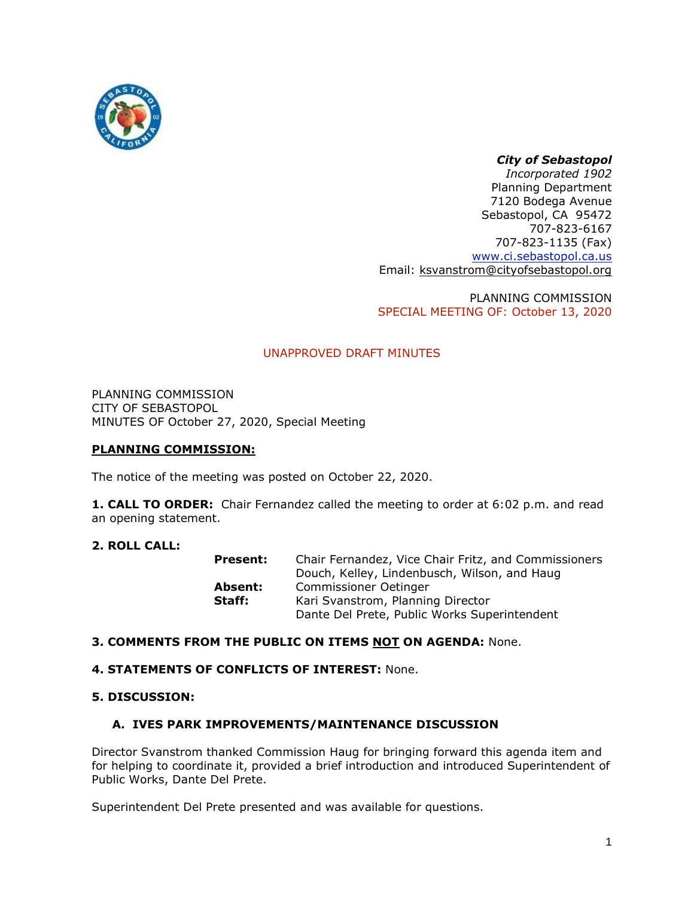***City of Sebastopol***
*Incorporated 1902*
Planning Department
7120 Bodega Avenue
Sebastopol, CA 95472
707-823-6167
707-823-1135 (Fax)
www.ci.sebastopol.ca.us
Email: ksvanstrom@cityofsebastopol.org

PLANNING COMMISSION
SPECIAL MEETING OF: October 13, 2020

UNAPPROVED DRAFT MINUTES

PLANNING COMMISSION
CITY OF SEBASTOPOL
MINUTES OF October 27, 2020, Special Meeting

**PLANNING COMMISSION:**

The notice of the meeting was posted on October 22, 2020.

**1. CALL TO ORDER:** Chair Fernandez called the meeting to order at 6:02 p.m. and read an opening statement.

**2. ROLL CALL:**

**Present:** Chair Fernandez, Vice Chair Fritz, and Commissioners Douch, Kelley, Lindenbusch, Wilson, and Haug
**Absent:** Commissioner Oetinger
**Staff:** Kari Svanstrom, Planning Director
Dante Del Prete, Public Works Superintendent

**3. COMMENTS FROM THE PUBLIC ON ITEMS NOT ON AGENDA:** None.

**4. STATEMENTS OF CONFLICTS OF INTEREST:** None.

**5. DISCUSSION:**

**A. IVES PARK IMPROVEMENTS/MAINTENANCE DISCUSSION**

Director Svanstrom thanked Commission Haug for bringing forward this agenda item and for helping to coordinate it, provided a brief introduction and introduced Superintendent of Public Works, Dante Del Prete.

Superintendent Del Prete presented and was available for questions.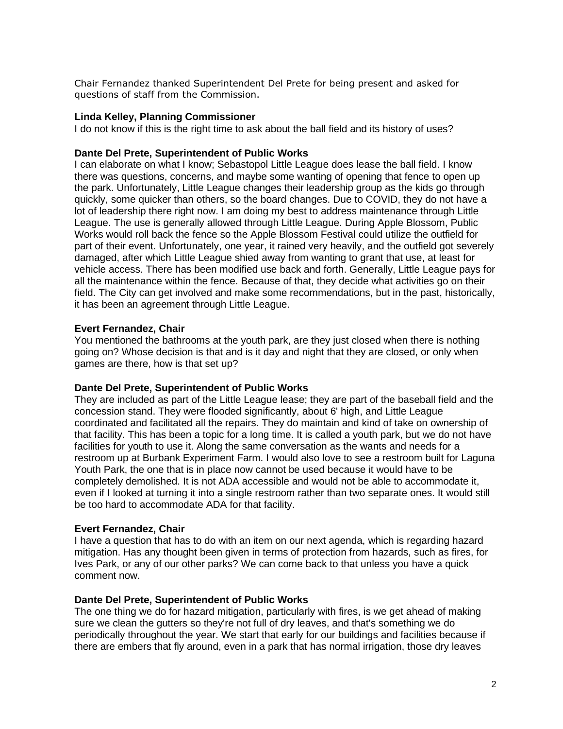Chair Fernandez thanked Superintendent Del Prete for being present and asked for questions of staff from the Commission.

**Linda Kelley, Planning Commissioner**
I do not know if this is the right time to ask about the ball field and its history of uses?

**Dante Del Prete, Superintendent of Public Works**
I can elaborate on what I know; Sebastopol Little League does lease the ball field. I know there was questions, concerns, and maybe some wanting of opening that fence to open up the park. Unfortunately, Little League changes their leadership group as the kids go through quickly, some quicker than others, so the board changes. Due to COVID, they do not have a lot of leadership there right now. I am doing my best to address maintenance through Little League. The use is generally allowed through Little League. During Apple Blossom, Public Works would roll back the fence so the Apple Blossom Festival could utilize the outfield for part of their event. Unfortunately, one year, it rained very heavily, and the outfield got severely damaged, after which Little League shied away from wanting to grant that use, at least for vehicle access. There has been modified use back and forth. Generally, Little League pays for all the maintenance within the fence. Because of that, they decide what activities go on their field. The City can get involved and make some recommendations, but in the past, historically, it has been an agreement through Little League.

**Evert Fernandez, Chair**
You mentioned the bathrooms at the youth park, are they just closed when there is nothing going on? Whose decision is that and is it day and night that they are closed, or only when games are there, how is that set up?

**Dante Del Prete, Superintendent of Public Works**
They are included as part of the Little League lease; they are part of the baseball field and the concession stand. They were flooded significantly, about 6' high, and Little League coordinated and facilitated all the repairs. They do maintain and kind of take on ownership of that facility. This has been a topic for a long time. It is called a youth park, but we do not have facilities for youth to use it. Along the same conversation as the wants and needs for a restroom up at Burbank Experiment Farm. I would also love to see a restroom built for Laguna Youth Park, the one that is in place now cannot be used because it would have to be completely demolished. It is not ADA accessible and would not be able to accommodate it, even if I looked at turning it into a single restroom rather than two separate ones. It would still be too hard to accommodate ADA for that facility.

**Evert Fernandez, Chair**
I have a question that has to do with an item on our next agenda, which is regarding hazard mitigation. Has any thought been given in terms of protection from hazards, such as fires, for Ives Park, or any of our other parks? We can come back to that unless you have a quick comment now.

**Dante Del Prete, Superintendent of Public Works**
The one thing we do for hazard mitigation, particularly with fires, is we get ahead of making sure we clean the gutters so they're not full of dry leaves, and that's something we do periodically throughout the year. We start that early for our buildings and facilities because if there are embers that fly around, even in a park that has normal irrigation, those dry leaves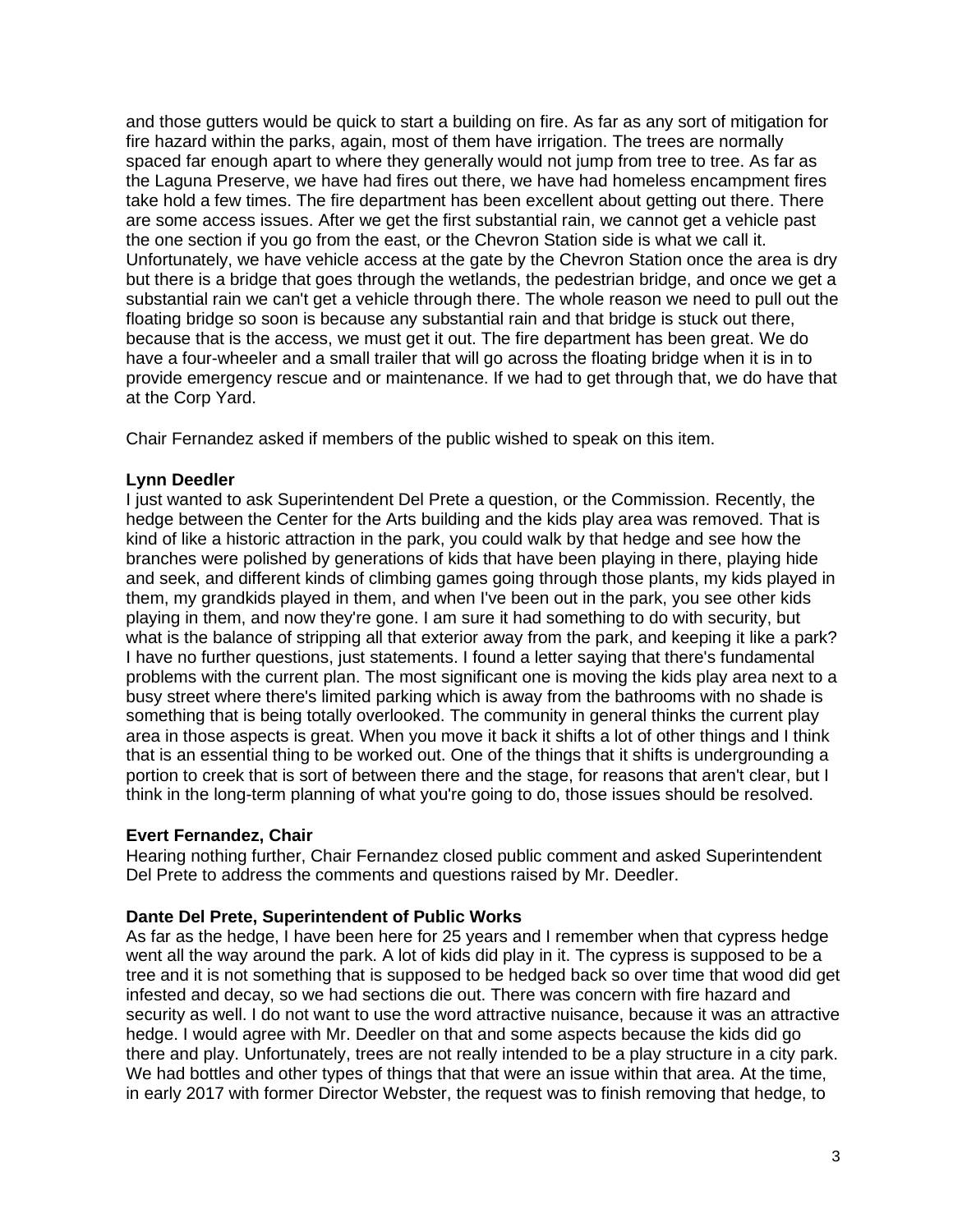and those gutters would be quick to start a building on fire. As far as any sort of mitigation for fire hazard within the parks, again, most of them have irrigation. The trees are normally spaced far enough apart to where they generally would not jump from tree to tree. As far as the Laguna Preserve, we have had fires out there, we have had homeless encampment fires take hold a few times. The fire department has been excellent about getting out there. There are some access issues. After we get the first substantial rain, we cannot get a vehicle past the one section if you go from the east, or the Chevron Station side is what we call it. Unfortunately, we have vehicle access at the gate by the Chevron Station once the area is dry but there is a bridge that goes through the wetlands, the pedestrian bridge, and once we get a substantial rain we can't get a vehicle through there. The whole reason we need to pull out the floating bridge so soon is because any substantial rain and that bridge is stuck out there, because that is the access, we must get it out. The fire department has been great. We do have a four-wheeler and a small trailer that will go across the floating bridge when it is in to provide emergency rescue and or maintenance. If we had to get through that, we do have that at the Corp Yard.

Chair Fernandez asked if members of the public wished to speak on this item.

**Lynn Deedler**
I just wanted to ask Superintendent Del Prete a question, or the Commission. Recently, the hedge between the Center for the Arts building and the kids play area was removed. That is kind of like a historic attraction in the park, you could walk by that hedge and see how the branches were polished by generations of kids that have been playing in there, playing hide and seek, and different kinds of climbing games going through those plants, my kids played in them, my grandkids played in them, and when I've been out in the park, you see other kids playing in them, and now they're gone. I am sure it had something to do with security, but what is the balance of stripping all that exterior away from the park, and keeping it like a park? I have no further questions, just statements. I found a letter saying that there's fundamental problems with the current plan. The most significant one is moving the kids play area next to a busy street where there's limited parking which is away from the bathrooms with no shade is something that is being totally overlooked. The community in general thinks the current play area in those aspects is great. When you move it back it shifts a lot of other things and I think that is an essential thing to be worked out. One of the things that it shifts is undergrounding a portion to creek that is sort of between there and the stage, for reasons that aren't clear, but I think in the long-term planning of what you're going to do, those issues should be resolved.

**Evert Fernandez, Chair**
Hearing nothing further, Chair Fernandez closed public comment and asked Superintendent Del Prete to address the comments and questions raised by Mr. Deedler.

**Dante Del Prete, Superintendent of Public Works**
As far as the hedge, I have been here for 25 years and I remember when that cypress hedge went all the way around the park. A lot of kids did play in it. The cypress is supposed to be a tree and it is not something that is supposed to be hedged back so over time that wood did get infested and decay, so we had sections die out. There was concern with fire hazard and security as well. I do not want to use the word attractive nuisance, because it was an attractive hedge. I would agree with Mr. Deedler on that and some aspects because the kids did go there and play. Unfortunately, trees are not really intended to be a play structure in a city park. We had bottles and other types of things that that were an issue within that area. At the time, in early 2017 with former Director Webster, the request was to finish removing that hedge, to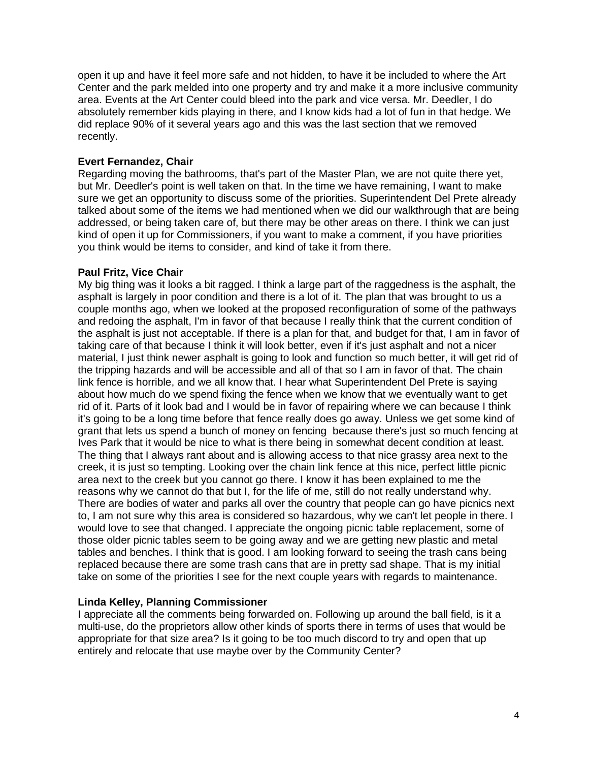open it up and have it feel more safe and not hidden, to have it be included to where the Art Center and the park melded into one property and try and make it a more inclusive community area. Events at the Art Center could bleed into the park and vice versa. Mr. Deedler, I do absolutely remember kids playing in there, and I know kids had a lot of fun in that hedge. We did replace 90% of it several years ago and this was the last section that we removed recently.

**Evert Fernandez, Chair**
Regarding moving the bathrooms, that's part of the Master Plan, we are not quite there yet, but Mr. Deedler's point is well taken on that. In the time we have remaining, I want to make sure we get an opportunity to discuss some of the priorities. Superintendent Del Prete already talked about some of the items we had mentioned when we did our walkthrough that are being addressed, or being taken care of, but there may be other areas on there. I think we can just kind of open it up for Commissioners, if you want to make a comment, if you have priorities you think would be items to consider, and kind of take it from there.

**Paul Fritz, Vice Chair**
My big thing was it looks a bit ragged. I think a large part of the raggedness is the asphalt, the asphalt is largely in poor condition and there is a lot of it. The plan that was brought to us a couple months ago, when we looked at the proposed reconfiguration of some of the pathways and redoing the asphalt, I'm in favor of that because I really think that the current condition of the asphalt is just not acceptable. If there is a plan for that, and budget for that, I am in favor of taking care of that because I think it will look better, even if it's just asphalt and not a nicer material, I just think newer asphalt is going to look and function so much better, it will get rid of the tripping hazards and will be accessible and all of that so I am in favor of that. The chain link fence is horrible, and we all know that. I hear what Superintendent Del Prete is saying about how much do we spend fixing the fence when we know that we eventually want to get rid of it. Parts of it look bad and I would be in favor of repairing where we can because I think it's going to be a long time before that fence really does go away. Unless we get some kind of grant that lets us spend a bunch of money on fencing because there's just so much fencing at Ives Park that it would be nice to what is there being in somewhat decent condition at least. The thing that I always rant about and is allowing access to that nice grassy area next to the creek, it is just so tempting. Looking over the chain link fence at this nice, perfect little picnic area next to the creek but you cannot go there. I know it has been explained to me the reasons why we cannot do that but I, for the life of me, still do not really understand why. There are bodies of water and parks all over the country that people can go have picnics next to, I am not sure why this area is considered so hazardous, why we can't let people in there. I would love to see that changed. I appreciate the ongoing picnic table replacement, some of those older picnic tables seem to be going away and we are getting new plastic and metal tables and benches. I think that is good. I am looking forward to seeing the trash cans being replaced because there are some trash cans that are in pretty sad shape. That is my initial take on some of the priorities I see for the next couple years with regards to maintenance.

**Linda Kelley, Planning Commissioner**
I appreciate all the comments being forwarded on. Following up around the ball field, is it a multi-use, do the proprietors allow other kinds of sports there in terms of uses that would be appropriate for that size area? Is it going to be too much discord to try and open that up entirely and relocate that use maybe over by the Community Center?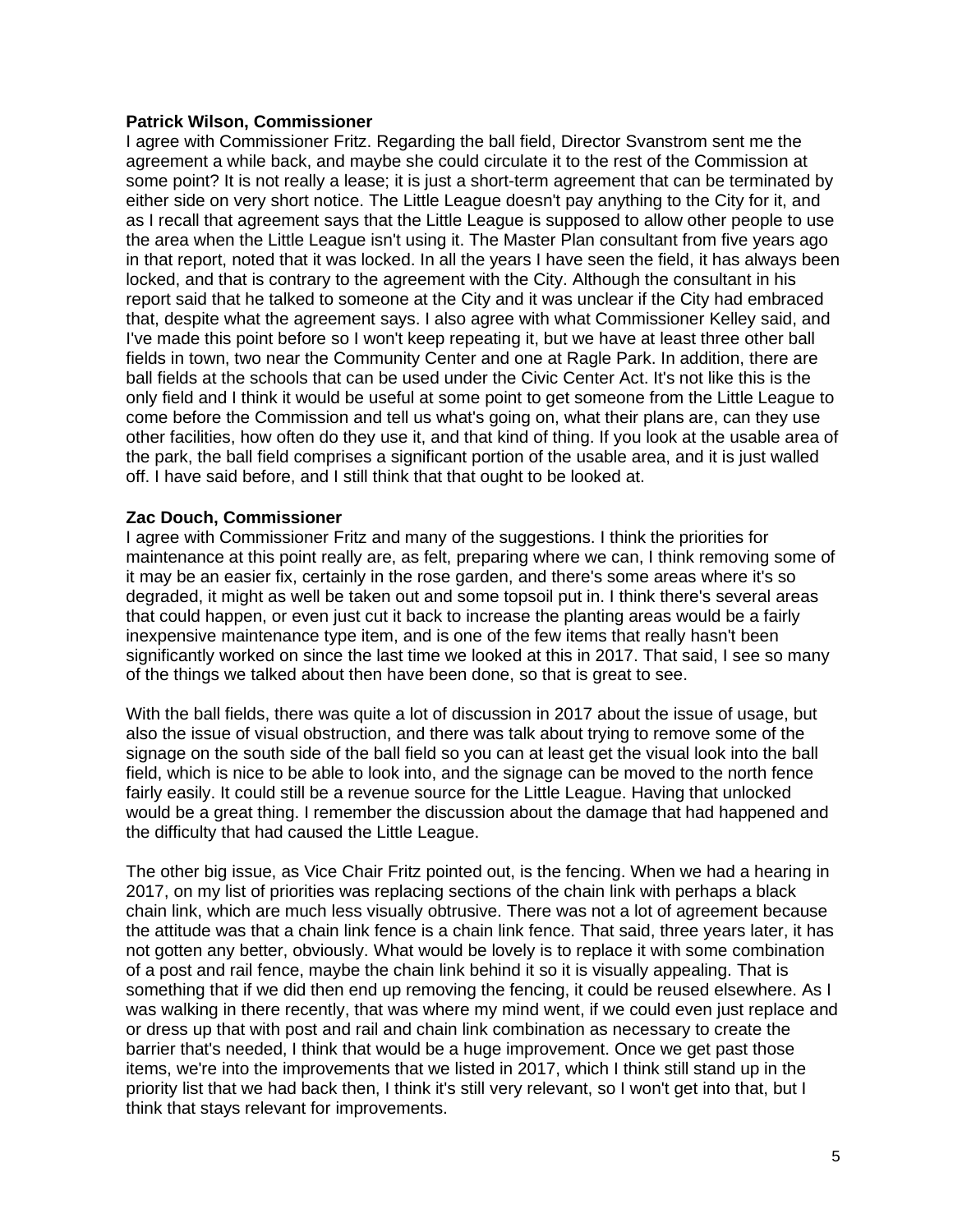**Patrick Wilson, Commissioner**

I agree with Commissioner Fritz. Regarding the ball field, Director Svanstrom sent me the agreement a while back, and maybe she could circulate it to the rest of the Commission at some point? It is not really a lease; it is just a short-term agreement that can be terminated by either side on very short notice. The Little League doesn't pay anything to the City for it, and as I recall that agreement says that the Little League is supposed to allow other people to use the area when the Little League isn't using it. The Master Plan consultant from five years ago in that report, noted that it was locked. In all the years I have seen the field, it has always been locked, and that is contrary to the agreement with the City. Although the consultant in his report said that he talked to someone at the City and it was unclear if the City had embraced that, despite what the agreement says. I also agree with what Commissioner Kelley said, and I've made this point before so I won't keep repeating it, but we have at least three other ball fields in town, two near the Community Center and one at Ragle Park. In addition, there are ball fields at the schools that can be used under the Civic Center Act. It's not like this is the only field and I think it would be useful at some point to get someone from the Little League to come before the Commission and tell us what's going on, what their plans are, can they use other facilities, how often do they use it, and that kind of thing. If you look at the usable area of the park, the ball field comprises a significant portion of the usable area, and it is just walled off. I have said before, and I still think that that ought to be looked at.

**Zac Douch, Commissioner**

I agree with Commissioner Fritz and many of the suggestions. I think the priorities for maintenance at this point really are, as felt, preparing where we can, I think removing some of it may be an easier fix, certainly in the rose garden, and there's some areas where it's so degraded, it might as well be taken out and some topsoil put in. I think there's several areas that could happen, or even just cut it back to increase the planting areas would be a fairly inexpensive maintenance type item, and is one of the few items that really hasn't been significantly worked on since the last time we looked at this in 2017. That said, I see so many of the things we talked about then have been done, so that is great to see.

With the ball fields, there was quite a lot of discussion in 2017 about the issue of usage, but also the issue of visual obstruction, and there was talk about trying to remove some of the signage on the south side of the ball field so you can at least get the visual look into the ball field, which is nice to be able to look into, and the signage can be moved to the north fence fairly easily. It could still be a revenue source for the Little League. Having that unlocked would be a great thing. I remember the discussion about the damage that had happened and the difficulty that had caused the Little League.

The other big issue, as Vice Chair Fritz pointed out, is the fencing. When we had a hearing in 2017, on my list of priorities was replacing sections of the chain link with perhaps a black chain link, which are much less visually obtrusive. There was not a lot of agreement because the attitude was that a chain link fence is a chain link fence. That said, three years later, it has not gotten any better, obviously. What would be lovely is to replace it with some combination of a post and rail fence, maybe the chain link behind it so it is visually appealing. That is something that if we did then end up removing the fencing, it could be reused elsewhere. As I was walking in there recently, that was where my mind went, if we could even just replace and or dress up that with post and rail and chain link combination as necessary to create the barrier that's needed, I think that would be a huge improvement. Once we get past those items, we're into the improvements that we listed in 2017, which I think still stand up in the priority list that we had back then, I think it's still very relevant, so I won't get into that, but I think that stays relevant for improvements.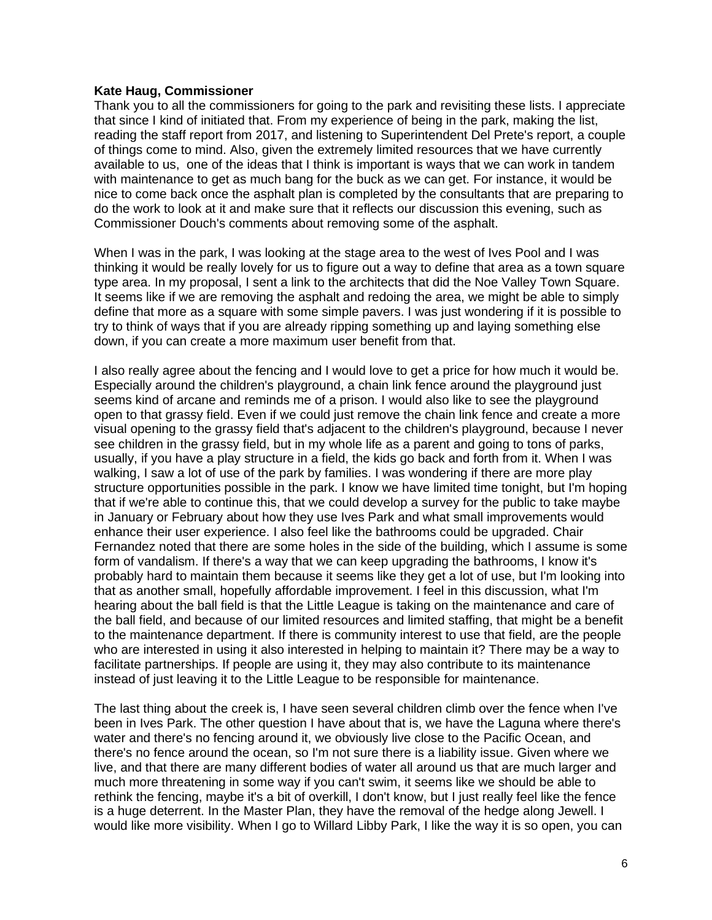**Kate Haug, Commissioner**
Thank you to all the commissioners for going to the park and revisiting these lists. I appreciate that since I kind of initiated that. From my experience of being in the park, making the list, reading the staff report from 2017, and listening to Superintendent Del Prete's report, a couple of things come to mind. Also, given the extremely limited resources that we have currently available to us,  one of the ideas that I think is important is ways that we can work in tandem with maintenance to get as much bang for the buck as we can get. For instance, it would be nice to come back once the asphalt plan is completed by the consultants that are preparing to do the work to look at it and make sure that it reflects our discussion this evening, such as Commissioner Douch's comments about removing some of the asphalt.

When I was in the park, I was looking at the stage area to the west of Ives Pool and I was thinking it would be really lovely for us to figure out a way to define that area as a town square type area. In my proposal, I sent a link to the architects that did the Noe Valley Town Square. It seems like if we are removing the asphalt and redoing the area, we might be able to simply define that more as a square with some simple pavers. I was just wondering if it is possible to try to think of ways that if you are already ripping something up and laying something else down, if you can create a more maximum user benefit from that.

I also really agree about the fencing and I would love to get a price for how much it would be. Especially around the children's playground, a chain link fence around the playground just seems kind of arcane and reminds me of a prison. I would also like to see the playground open to that grassy field. Even if we could just remove the chain link fence and create a more visual opening to the grassy field that's adjacent to the children's playground, because I never see children in the grassy field, but in my whole life as a parent and going to tons of parks, usually, if you have a play structure in a field, the kids go back and forth from it. When I was walking, I saw a lot of use of the park by families. I was wondering if there are more play structure opportunities possible in the park. I know we have limited time tonight, but I'm hoping that if we're able to continue this, that we could develop a survey for the public to take maybe in January or February about how they use Ives Park and what small improvements would enhance their user experience. I also feel like the bathrooms could be upgraded. Chair Fernandez noted that there are some holes in the side of the building, which I assume is some form of vandalism. If there's a way that we can keep upgrading the bathrooms, I know it's probably hard to maintain them because it seems like they get a lot of use, but I'm looking into that as another small, hopefully affordable improvement. I feel in this discussion, what I'm hearing about the ball field is that the Little League is taking on the maintenance and care of the ball field, and because of our limited resources and limited staffing, that might be a benefit to the maintenance department. If there is community interest to use that field, are the people who are interested in using it also interested in helping to maintain it? There may be a way to facilitate partnerships. If people are using it, they may also contribute to its maintenance instead of just leaving it to the Little League to be responsible for maintenance.

The last thing about the creek is, I have seen several children climb over the fence when I've been in Ives Park. The other question I have about that is, we have the Laguna where there's water and there's no fencing around it, we obviously live close to the Pacific Ocean, and there's no fence around the ocean, so I'm not sure there is a liability issue. Given where we live, and that there are many different bodies of water all around us that are much larger and much more threatening in some way if you can't swim, it seems like we should be able to rethink the fencing, maybe it's a bit of overkill, I don't know, but I just really feel like the fence is a huge deterrent. In the Master Plan, they have the removal of the hedge along Jewell. I would like more visibility. When I go to Willard Libby Park, I like the way it is so open, you can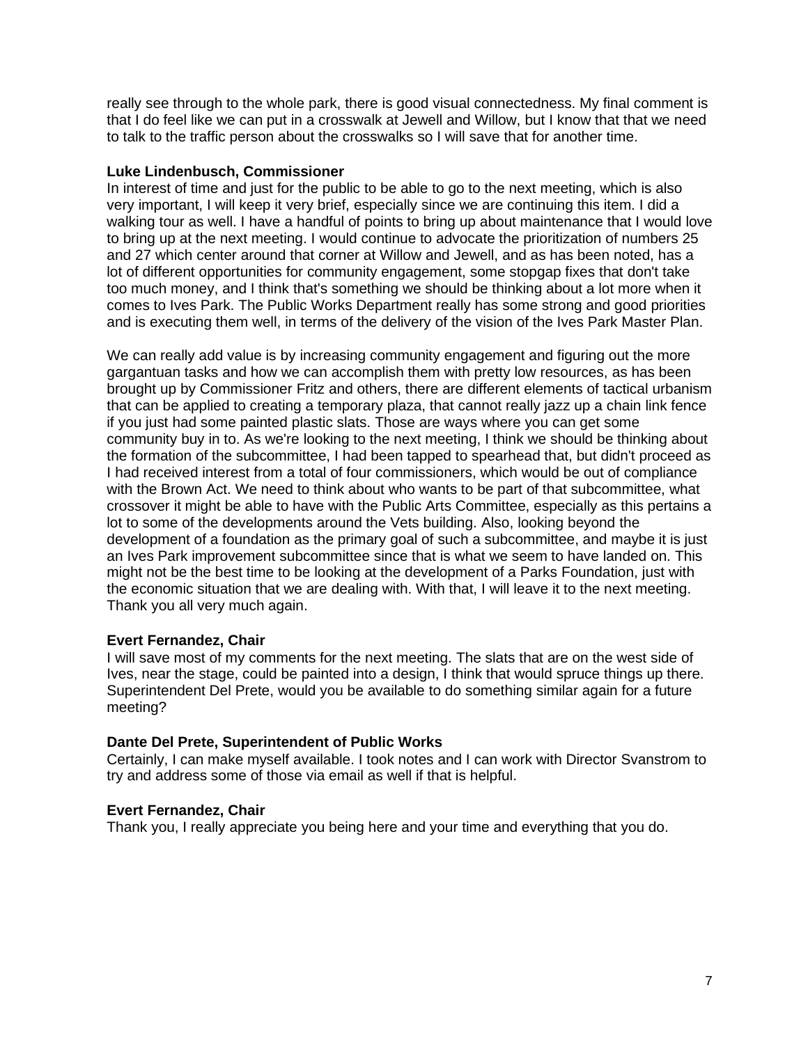really see through to the whole park, there is good visual connectedness. My final comment is that I do feel like we can put in a crosswalk at Jewell and Willow, but I know that that we need to talk to the traffic person about the crosswalks so I will save that for another time.

**Luke Lindenbusch, Commissioner**
In interest of time and just for the public to be able to go to the next meeting, which is also very important, I will keep it very brief, especially since we are continuing this item. I did a walking tour as well. I have a handful of points to bring up about maintenance that I would love to bring up at the next meeting. I would continue to advocate the prioritization of numbers 25 and 27 which center around that corner at Willow and Jewell, and as has been noted, has a lot of different opportunities for community engagement, some stopgap fixes that don't take too much money, and I think that's something we should be thinking about a lot more when it comes to Ives Park. The Public Works Department really has some strong and good priorities and is executing them well, in terms of the delivery of the vision of the Ives Park Master Plan.

We can really add value is by increasing community engagement and figuring out the more gargantuan tasks and how we can accomplish them with pretty low resources, as has been brought up by Commissioner Fritz and others, there are different elements of tactical urbanism that can be applied to creating a temporary plaza, that cannot really jazz up a chain link fence if you just had some painted plastic slats. Those are ways where you can get some community buy in to. As we're looking to the next meeting, I think we should be thinking about the formation of the subcommittee, I had been tapped to spearhead that, but didn't proceed as I had received interest from a total of four commissioners, which would be out of compliance with the Brown Act. We need to think about who wants to be part of that subcommittee, what crossover it might be able to have with the Public Arts Committee, especially as this pertains a lot to some of the developments around the Vets building. Also, looking beyond the development of a foundation as the primary goal of such a subcommittee, and maybe it is just an Ives Park improvement subcommittee since that is what we seem to have landed on. This might not be the best time to be looking at the development of a Parks Foundation, just with the economic situation that we are dealing with. With that, I will leave it to the next meeting. Thank you all very much again.

**Evert Fernandez, Chair**
I will save most of my comments for the next meeting. The slats that are on the west side of Ives, near the stage, could be painted into a design, I think that would spruce things up there. Superintendent Del Prete, would you be available to do something similar again for a future meeting?

**Dante Del Prete, Superintendent of Public Works**
Certainly, I can make myself available. I took notes and I can work with Director Svanstrom to try and address some of those via email as well if that is helpful.

**Evert Fernandez, Chair**
Thank you, I really appreciate you being here and your time and everything that you do.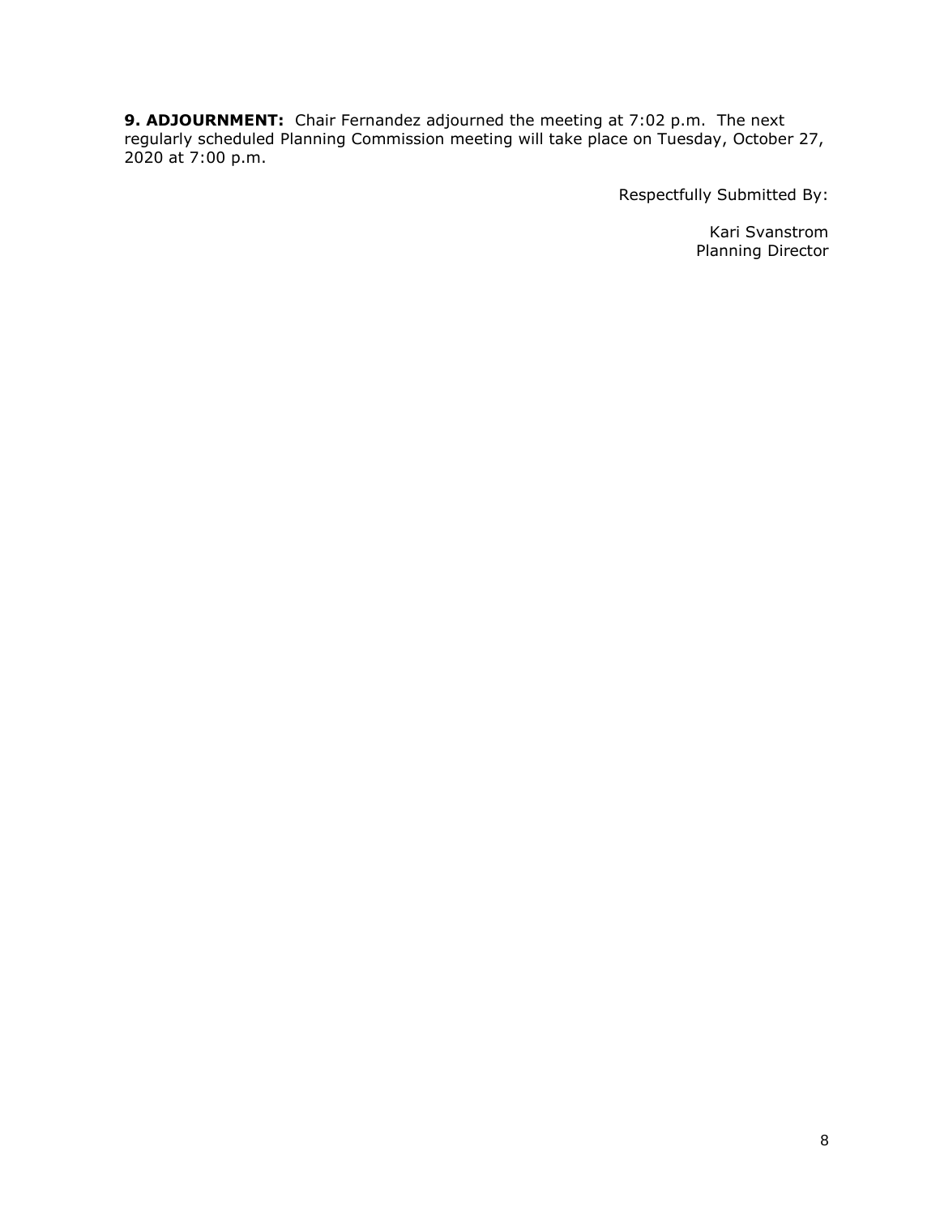**9. ADJOURNMENT:** Chair Fernandez adjourned the meeting at 7:02 p.m. The next regularly scheduled Planning Commission meeting will take place on Tuesday, October 27, 2020 at 7:00 p.m.

Respectfully Submitted By:

Kari Svanstrom
Planning Director